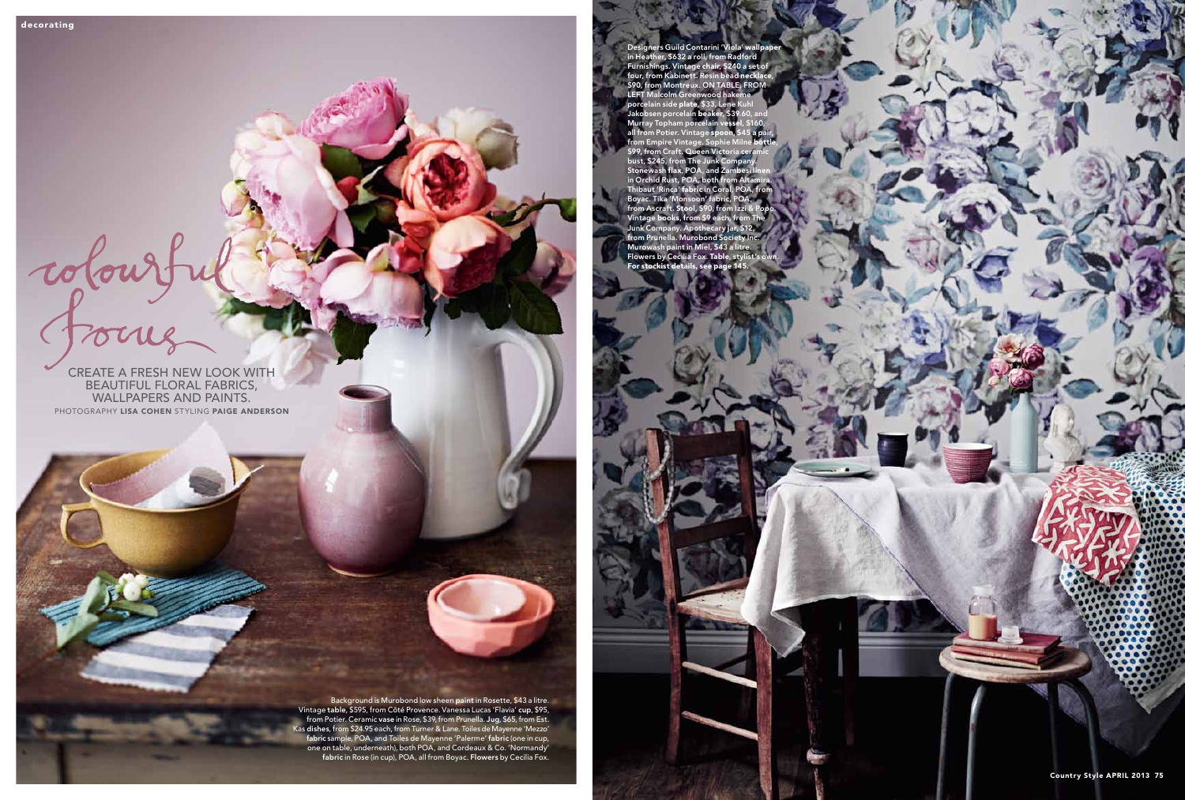# colourful focus

CREATE A FRESH NEW LOOK WITH BEAUTIFUL FLORAL FABRICS, WALLPAPERS AND PAINTS.

PHOTOGRAPHY **LISA COHEN** STYLING **PAIGE ANDERSON**

Background is Murobond low sheen **paint** in Rosette, $43 a litre. Vintage **table**, $595, from Côté Provence. Vanessa Lucas 'Flavia' **cup**, $95, from Potier. Ceramic **vase** in Rose, $39, from Prunella. **Jug**, $65, from Est. Kas **dishes**, from $24.95 each, from Turner & Lane. Toiles de Mayenne 'Mezzo' **fabric** sample, POA, and Toiles de Mayenne 'Palerme' **fabric** (one in cup, one on table, underneath), both POA, and Cordeaux & Co. 'Normandy' **fabric** in Rose (in cup), POA, all from Boyac. **Flowers** by Cecilia Fox.

Designers Guild Contarini 'Viola' **wallpaper** in Heather, $632 a roll, from Radford Furnishings. Vintage **chair**, $240 a set of four, from Kabinett. Resin bead **necklace**, $90, from Montreux. ON TABLE, FROM LEFT Malcolm Greenwood hakeme porcelain side **plate**, $33, Lene Kuhl Jakobsen porcelain **beaker**, $39.60, and Murray Topham porcelain **vessel**, $160, all from Potier. Vintage **spoon**, $45 a pair, from Empire Vintage. Sophie Milne **bottle**, $99, from Craft. Queen Victoria ceramic **bust**, $245, from The Junk Company. Stonewash **flax**, POA, and Zambesi **linen** in Orchid Rust, POA, both from Altamira. Thibaut 'Rinca' **fabric** in Coral, POA, from Boyac. Tika 'Monsoon' **fabric**, POA, from Ascraft. **Stool**, $90, from Izzi & Popo. Vintage **books**, from $9 each, from The Junk Company. Apothecary **jar**, $12, from Prunella. Murobond Society Inc. Murowash **paint** in Miel, $43 a litre. **Flowers** by Cecilia Fox. **Table**, stylist's own. For stockist details, see page 145.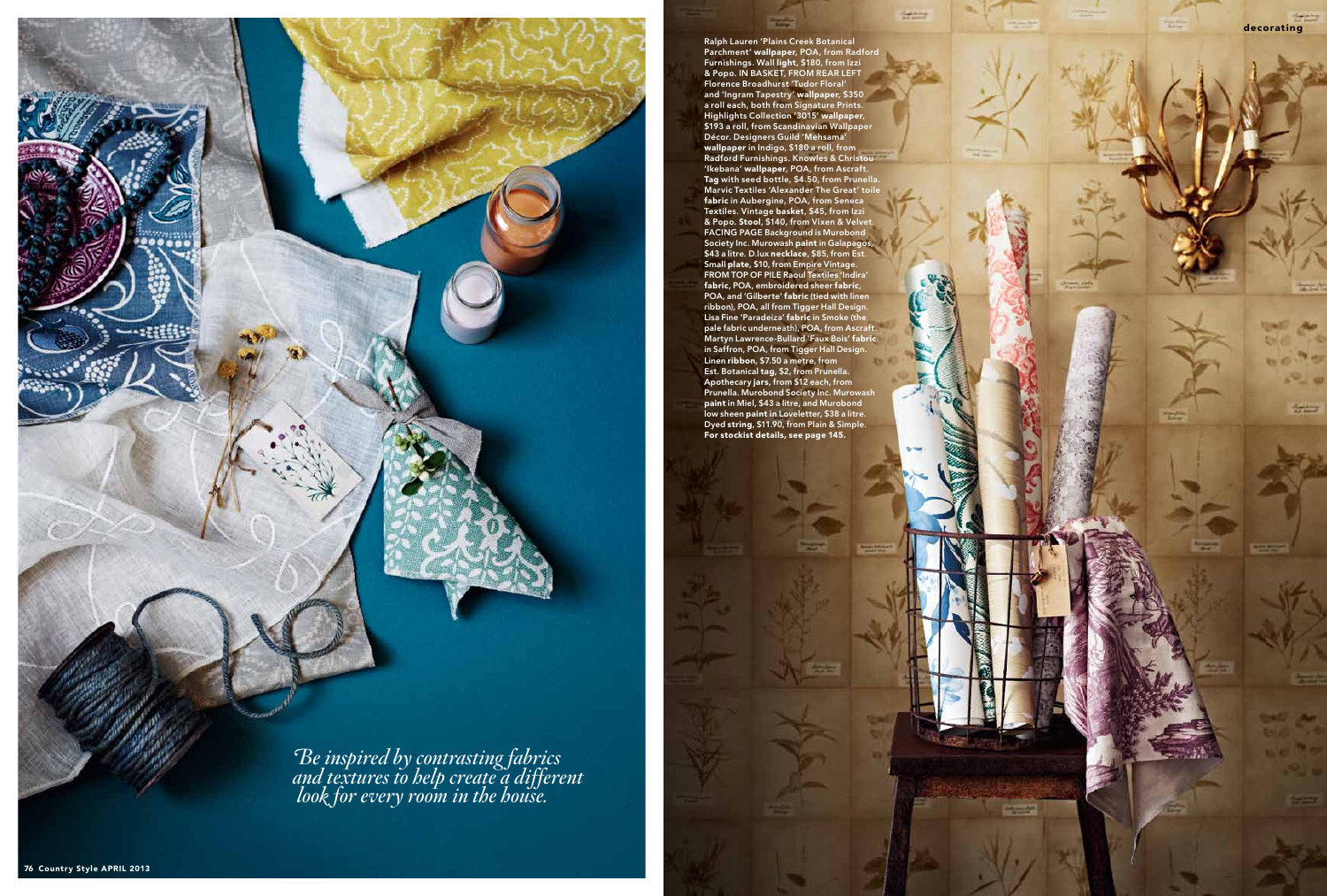*Be inspired by contrasting fabrics and textures to help create a different look for every room in the house.*

Ralph Lauren 'Plains Creek Botanical Parchment' **wallpaper**, POA, from Radford Furnishings. Wall **light**, $180, from Izzi & Popo. IN BASKET, FROM REAR LEFT Florence Broadhurst 'Tudor Floral' and 'Ingram Tapestry' **wallpaper**, $350 a roll each, both from Signature Prints. Highlights Collection '3015' **wallpaper**, $193 a roll, from Scandinavian Wallpaper Décor. Designers Guild 'Mehsama' **wallpaper** in Indigo, $180 a roll, from Radford Furnishings. Knowles & Christou 'Ikebana' **wallpaper**, POA, from Ascraft. **Tag** with seed bottle, $4.50, from Prunella. Marvic Textiles 'Alexander The Great' toile **fabric** in Aubergine, POA, from Seneca Textiles. Vintage **basket**, $45, from Izzi & Popo. **Stool**, $140, from Vixen & Velvet. FACING PAGE Background is Murobond Society Inc. Murowash **paint** in Galapagos, $43 a litre. D.lux **necklace**, $85, from Est. Small **plate**, $10, from Empire Vintage. FROM TOP OF PILE Raoul Textiles 'Indira' **fabric**, POA, embroidered sheer **fabric**, POA, and 'Gilberte' **fabric** (tied with linen ribbon), POA, all from Tigger Hall Design. Lisa Fine 'Paradeiza' **fabric** in Smoke (the pale fabric underneath), POA, from Ascraft. Martyn Lawrence-Bullard 'Faux Bois' **fabric** in Saffron, POA, from Tigger Hall Design. Linen **ribbon**, $7.50 a metre, from Est. Botanical **tag**, $2, from Prunella. Apothecary **jars**, from $12 each, from Prunella. Murobond Society Inc. Murowash **paint** in Miel, $43 a litre, and Murobond low sheen **paint** in Loveletter, $38 a litre. Dyed **string**, $11.90, from Plain & Simple. **For stockist details, see page 145.**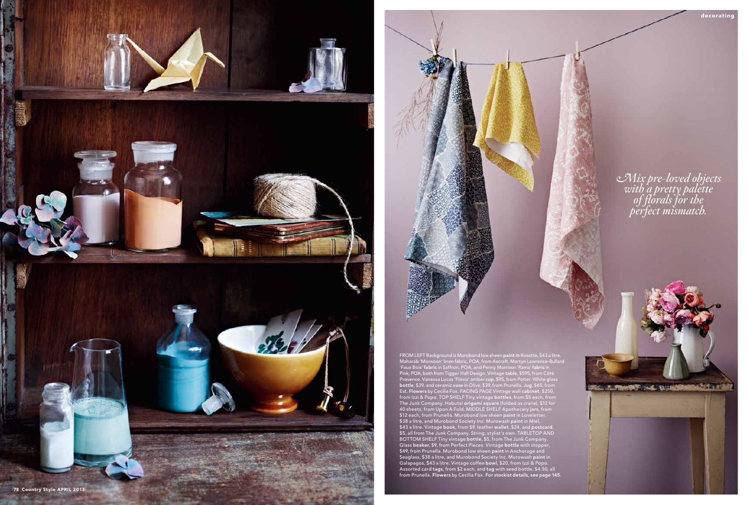*Mix pre-loved objects with a pretty palette of florals for the perfect mismatch.*

FROM LEFT Background is Murobond low sheen **paint** in Rosette, $43 a litre. Maharab 'Monsoon' linen fabric, POA, from Ascraft. Martyn Lawrence-Bullard 'Faux Bois' **fabric** in Saffron, POA, and Penny Morrison 'Rama' **fabric** in Pink, POA, both from Tigger Hall Design. Vintage **table**, $595, from Côté Provence. Vanessa Lucas 'Flavia' amber **cup**, $95, from Potier. White glass **bottle**, $39, and ceramic **vase** in Olive, $39, from Prunella. **Jug**, $65, from Est. **Flowers** by Cecilia Fox. FACING PAGE Vintage wall **cabinet**, $250, from Izzi & Popo. TOP SHELF Tiny vintage **bottles**, from $5 each, from The Junk Company. Habutai **origami square** (folded as crane), $12 for 40 sheets, from Upon A Fold. MIDDLE SHELF Apothecary **jars**, from $12 each, from Prunella. Murobond low sheen **paint** in Loveletter, $38 a litre, and Murobond Society Inc. Murowash **paint** in Miel, $43 a litre. Vintage **book**, from $9, leather **wallet**, $24, and **postcard**, $5, all from The Junk Company. String, stylist's own. TABLETOP AND BOTTOM SHELF Tiny vintage **bottle**, $5, from The Junk Company. Glass **beaker**, $9, from Perfect Pieces. Vintage **bottle** with stopper, $49, from Prunella. Murobond low sheen **paint** in Anchorage and Seaglass, $38 a litre, and Murobond Society Inc. Murowash **paint** in Galapagos, $43 a litre. Vintage coffee **bowl**, $20, from Izzi & Popo. Assorted card **tags**, from $2 each, and **tag** with seed bottle, $4.50, all from Prunella. **Flowers** by Cecilia Fox. **For stockist details, see page 145.**